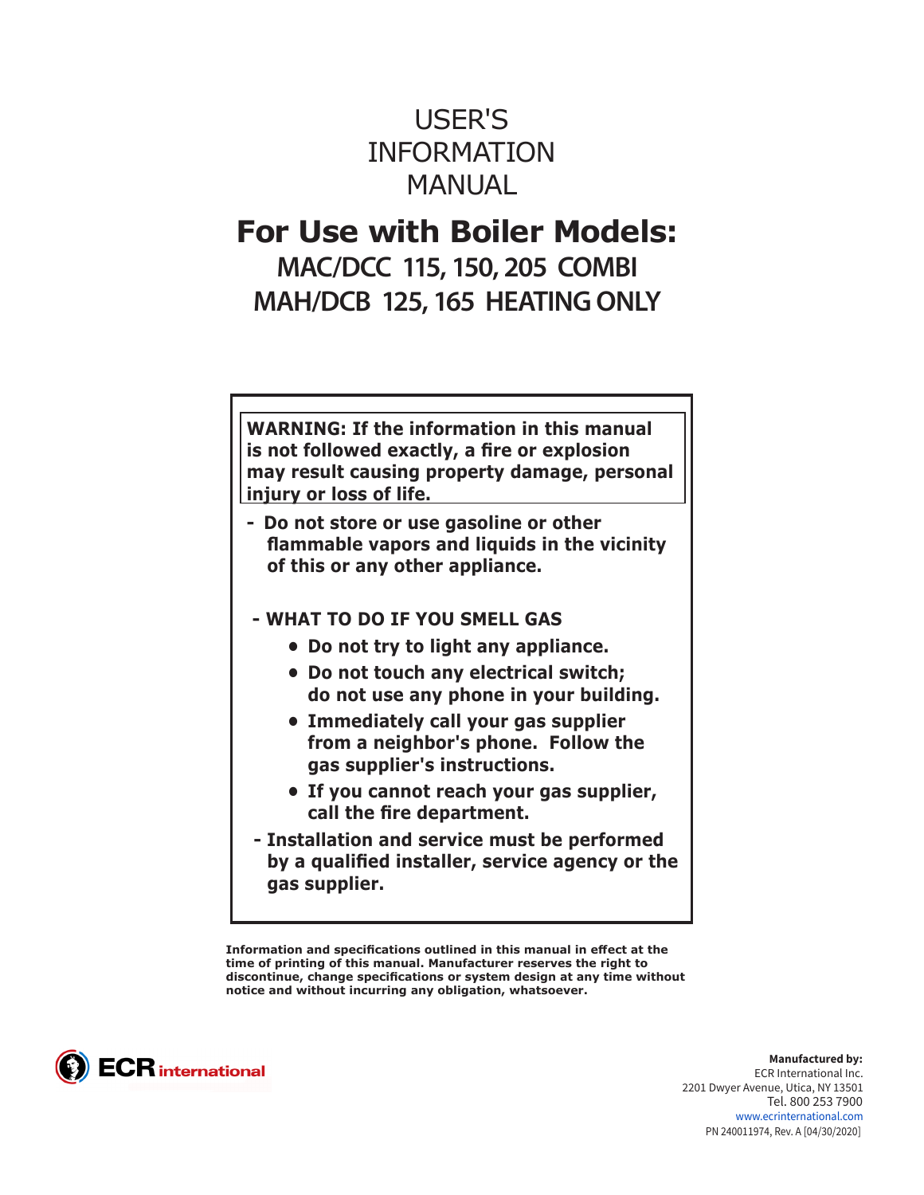# USER'S INFORMATION MANUAL

## For Use with Boiler Models:

### MAC/DCC 115, 150, 205 COMBI
### MAH/DCB 125, 165 HEATING ONLY

**WARNING: If the information in this manual is not followed exactly, a fire or explosion may result causing property damage, personal injury or loss of life.**

- **Do not store or use gasoline or other flammable vapors and liquids in the vicinity of this or any other appliance.**
- **WHAT TO DO IF YOU SMELL GAS**
  - **Do not try to light any appliance.**
  - **Do not touch any electrical switch; do not use any phone in your building.**
  - **Immediately call your gas supplier from a neighbor's phone. Follow the gas supplier's instructions.**
  - **If you cannot reach your gas supplier, call the fire department.**
- **Installation and service must be performed by a qualified installer, service agency or the gas supplier.**

**Information and specifications outlined in this manual in effect at the time of printing of this manual. Manufacturer reserves the right to discontinue, change specifications or system design at any time without notice and without incurring any obligation, whatsoever.**

ECR international

**Manufactured by:**
ECR International Inc.
2201 Dwyer Avenue, Utica, NY 13501
Tel. 800 253 7900
www.ecrinternational.com
PN 240011974, Rev. A [04/30/2020]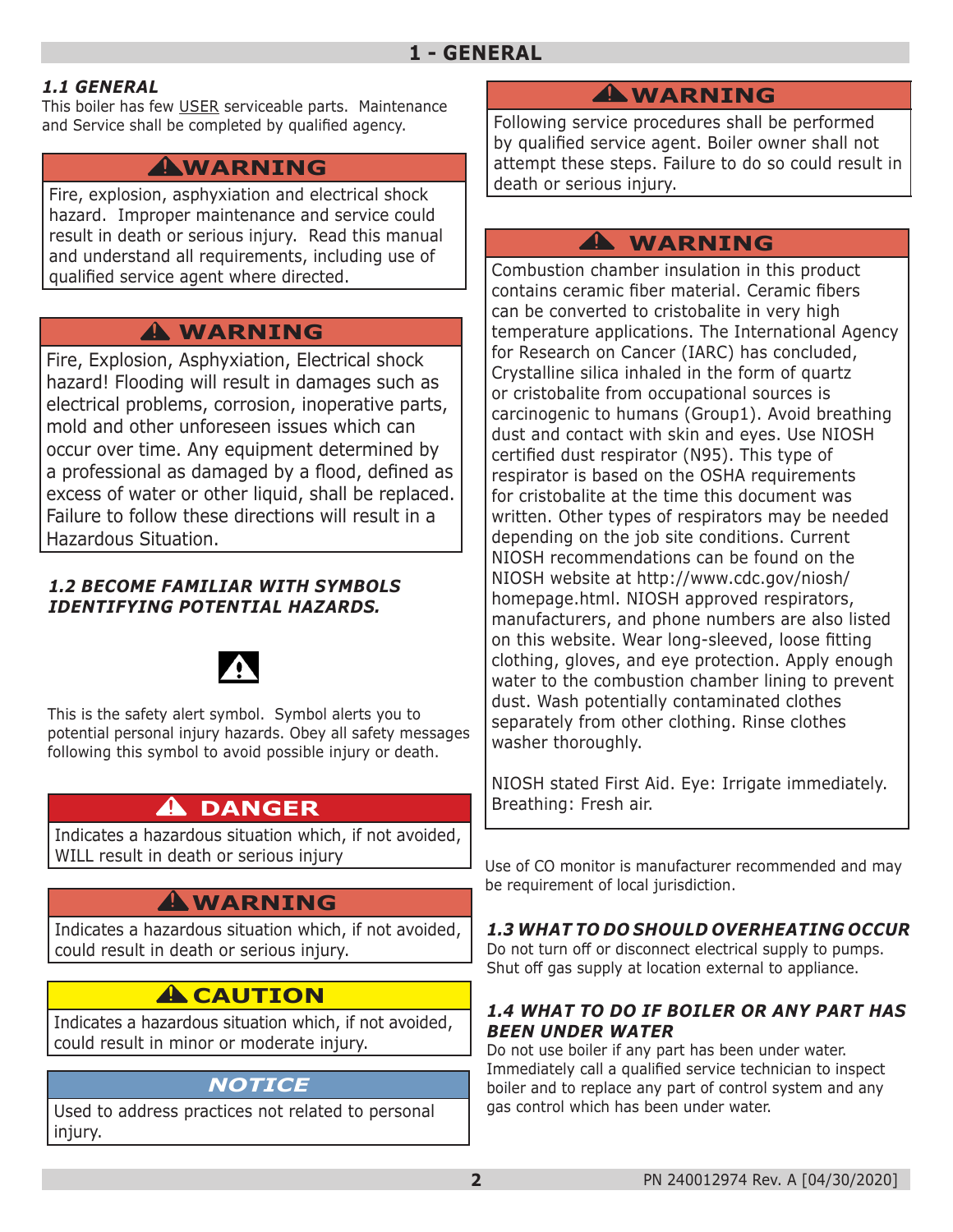# 1 - GENERAL

### *1.1 GENERAL*

This boiler has few USER serviceable parts. Maintenance and Service shall be completed by qualified agency.

> **⚠WARNING**
>
> Fire, explosion, asphyxiation and electrical shock hazard. Improper maintenance and service could result in death or serious injury. Read this manual and understand all requirements, including use of qualified service agent where directed.

> **⚠ WARNING**
>
> Fire, Explosion, Asphyxiation, Electrical shock hazard! Flooding will result in damages such as electrical problems, corrosion, inoperative parts, mold and other unforeseen issues which can occur over time. Any equipment determined by a professional as damaged by a flood, defined as excess of water or other liquid, shall be replaced. Failure to follow these directions will result in a Hazardous Situation.

### *1.2 BECOME FAMILIAR WITH SYMBOLS IDENTIFYING POTENTIAL HAZARDS.*

⚠

This is the safety alert symbol. Symbol alerts you to potential personal injury hazards. Obey all safety messages following this symbol to avoid possible injury or death.

> **⚠ DANGER**
>
> Indicates a hazardous situation which, if not avoided, WILL result in death or serious injury

> **⚠WARNING**
>
> Indicates a hazardous situation which, if not avoided, could result in death or serious injury.

> **⚠CAUTION**
>
> Indicates a hazardous situation which, if not avoided, could result in minor or moderate injury.

> ***NOTICE***
>
> Used to address practices not related to personal injury.

> **⚠WARNING**
>
> Following service procedures shall be performed by qualified service agent. Boiler owner shall not attempt these steps. Failure to do so could result in death or serious injury.

> **⚠ WARNING**
>
> Combustion chamber insulation in this product contains ceramic fiber material. Ceramic fibers can be converted to cristobalite in very high temperature applications. The International Agency for Research on Cancer (IARC) has concluded, Crystalline silica inhaled in the form of quartz or cristobalite from occupational sources is carcinogenic to humans (Group1). Avoid breathing dust and contact with skin and eyes. Use NIOSH certified dust respirator (N95). This type of respirator is based on the OSHA requirements for cristobalite at the time this document was written. Other types of respirators may be needed depending on the job site conditions. Current NIOSH recommendations can be found on the NIOSH website at http://www.cdc.gov/niosh/homepage.html. NIOSH approved respirators, manufacturers, and phone numbers are also listed on this website. Wear long-sleeved, loose fitting clothing, gloves, and eye protection. Apply enough water to the combustion chamber lining to prevent dust. Wash potentially contaminated clothes separately from other clothing. Rinse clothes washer thoroughly.
>
> NIOSH stated First Aid. Eye: Irrigate immediately. Breathing: Fresh air.

Use of CO monitor is manufacturer recommended and may be requirement of local jurisdiction.

### *1.3 WHAT TO DO SHOULD OVERHEATING OCCUR*

Do not turn off or disconnect electrical supply to pumps. Shut off gas supply at location external to appliance.

### *1.4 WHAT TO DO IF BOILER OR ANY PART HAS BEEN UNDER WATER*

Do not use boiler if any part has been under water. Immediately call a qualified service technician to inspect boiler and to replace any part of control system and any gas control which has been under water.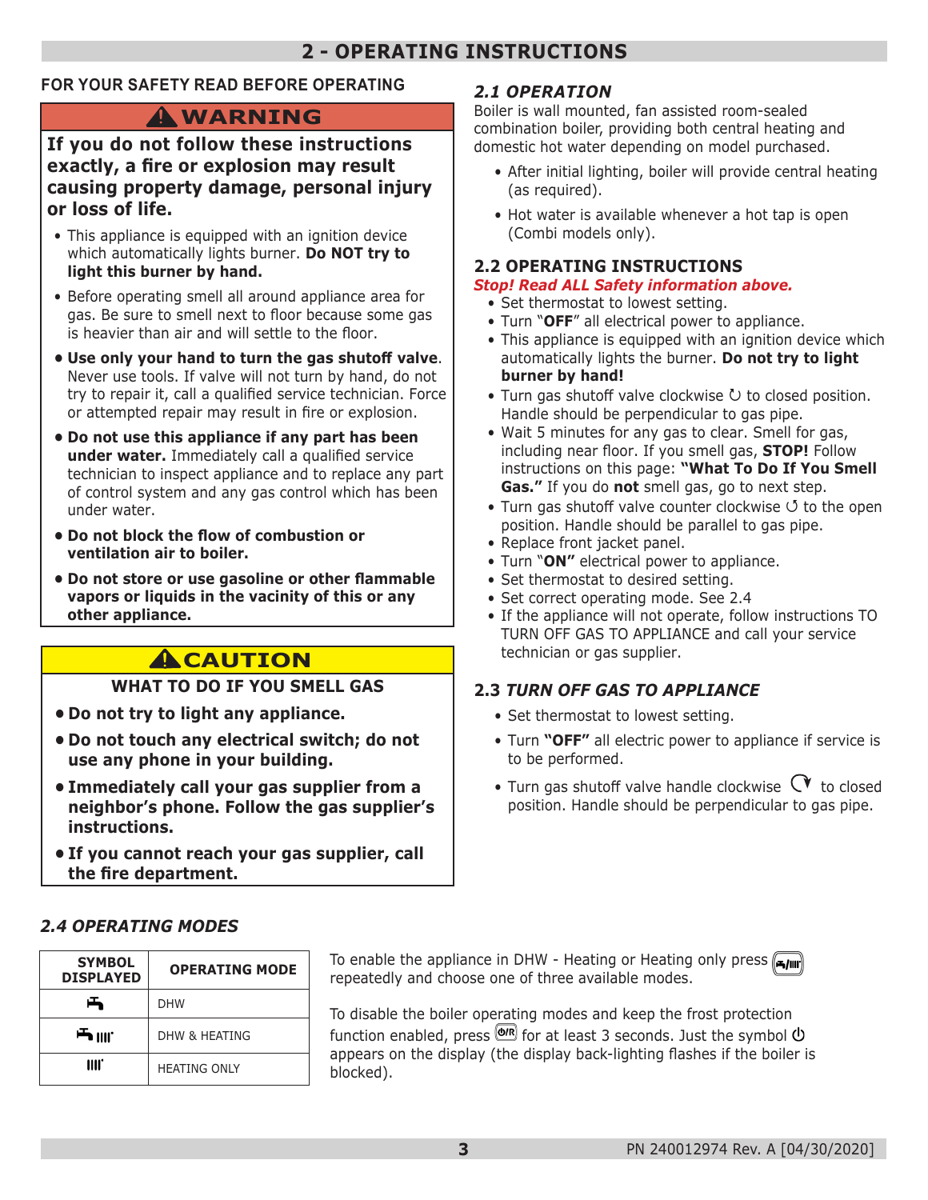# 2 - OPERATING INSTRUCTIONS

## FOR YOUR SAFETY READ BEFORE OPERATING

### ⚠WARNING

**If you do not follow these instructions exactly, a fire or explosion may result causing property damage, personal injury or loss of life.**

- This appliance is equipped with an ignition device which automatically lights burner. **Do NOT try to light this burner by hand.**
- Before operating smell all around appliance area for gas. Be sure to smell next to floor because some gas is heavier than air and will settle to the floor.
- **Use only your hand to turn the gas shutoff valve**. Never use tools. If valve will not turn by hand, do not try to repair it, call a qualified service technician. Force or attempted repair may result in fire or explosion.
- **Do not use this appliance if any part has been under water.** Immediately call a qualified service technician to inspect appliance and to replace any part of control system and any gas control which has been under water.
- **Do not block the flow of combustion or ventilation air to boiler.**
- **Do not store or use gasoline or other flammable vapors or liquids in the vacinity of this or any other appliance.**

### ⚠CAUTION

**WHAT TO DO IF YOU SMELL GAS**

- **Do not try to light any appliance.**
- **Do not touch any electrical switch; do not use any phone in your building.**
- **Immediately call your gas supplier from a neighbor's phone. Follow the gas supplier's instructions.**
- **If you cannot reach your gas supplier, call the fire department.**

## *2.1 OPERATION*

Boiler is wall mounted, fan assisted room-sealed combination boiler, providing both central heating and domestic hot water depending on model purchased.

- After initial lighting, boiler will provide central heating (as required).
- Hot water is available whenever a hot tap is open (Combi models only).

## 2.2 OPERATING INSTRUCTIONS

***Stop! Read ALL Safety information above.***

- Set thermostat to lowest setting.
- Turn "**OFF**" all electrical power to appliance.
- This appliance is equipped with an ignition device which automatically lights the burner. **Do not try to light burner by hand!**
- Turn gas shutoff valve clockwise ↻ to closed position. Handle should be perpendicular to gas pipe.
- Wait 5 minutes for any gas to clear. Smell for gas, including near floor. If you smell gas, **STOP!** Follow instructions on this page: **"What To Do If You Smell Gas."** If you do **not** smell gas, go to next step.
- Turn gas shutoff valve counter clockwise ↺ to the open position. Handle should be parallel to gas pipe.
- Replace front jacket panel.
- Turn "**ON"** electrical power to appliance.
- Set thermostat to desired setting.
- Set correct operating mode. See 2.4
- If the appliance will not operate, follow instructions TO TURN OFF GAS TO APPLIANCE and call your service technician or gas supplier.

## 2.3 *TURN OFF GAS TO APPLIANCE*

- Set thermostat to lowest setting.
- Turn **"OFF"** all electric power to appliance if service is to be performed.
- Turn gas shutoff valve handle clockwise ↻ to closed position. Handle should be perpendicular to gas pipe.

## *2.4 OPERATING MODES*

| SYMBOL DISPLAYED | OPERATING MODE |
|---|---|
| (tap symbol) | DHW |
| (tap and radiator symbol) | DHW & HEATING |
| (radiator symbol) | HEATING ONLY |

To enable the appliance in DHW - Heating or Heating only press (tap/radiator button) repeatedly and choose one of three available modes.

To disable the boiler operating modes and keep the frost protection function enabled, press (Ø/R button) for at least 3 seconds. Just the symbol ⏻ appears on the display (the display back-lighting flashes if the boiler is blocked).

PN 240012974 Rev. A [04/30/2020]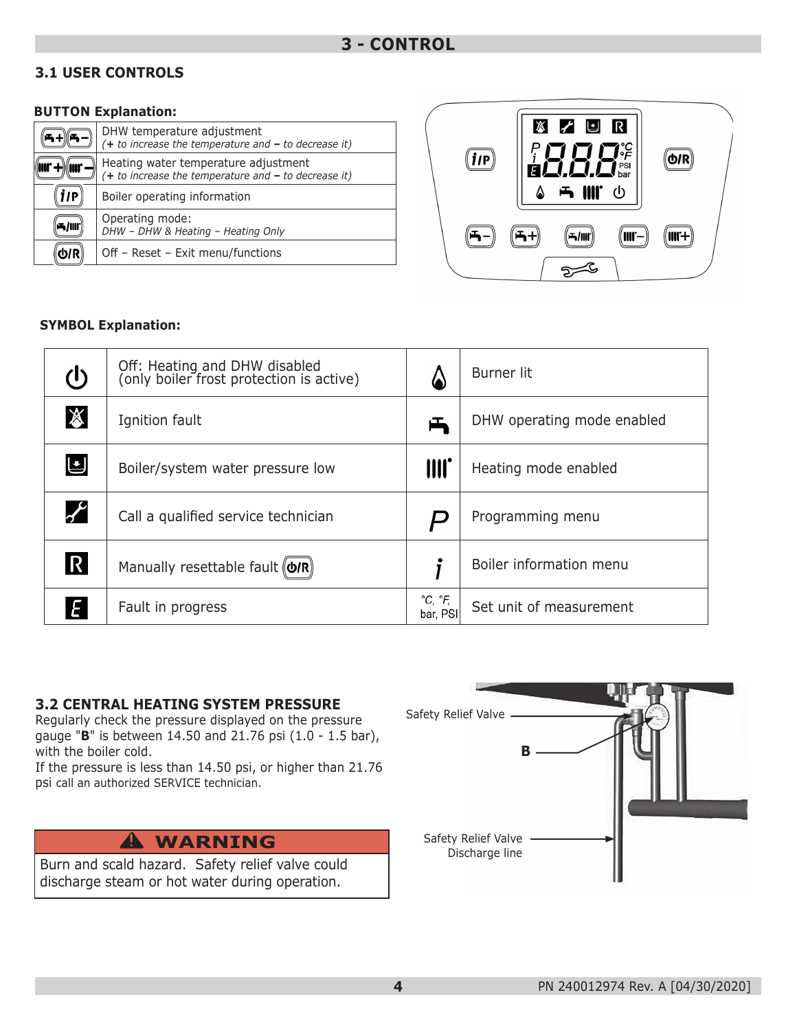# 3 - CONTROL

## 3.1 USER CONTROLS

**BUTTON Explanation:**

| Button | Explanation |
|---|---|
| DHW + / DHW – | DHW temperature adjustment *(**+** to increase the temperature and **–** to decrease it)* |
| Heating + / Heating – | Heating water temperature adjustment *(**+** to increase the temperature and **–** to decrease it)* |
| i/P | Boiler operating information |
| DHW/Heating | Operating mode: *DHW – DHW & Heating – Heating Only* |
| ⏻/R | Off – Reset – Exit menu/functions |

**SYMBOL Explanation:**

| Symbol | Explanation | Symbol | Explanation |
|---|---|---|---|
| ⏻ | Off: Heating and DHW disabled (only boiler frost protection is active) | Flame | Burner lit |
| Ignition fault symbol | Ignition fault | Tap | DHW operating mode enabled |
| Pressure symbol | Boiler/system water pressure low | Radiator | Heating mode enabled |
| Wrench | Call a qualified service technician | P | Programming menu |
| R | Manually resettable fault ⏻/R | i | Boiler information menu |
| E | Fault in progress | °C, °F, bar, PSI | Set unit of measurement |

## 3.2 CENTRAL HEATING SYSTEM PRESSURE

Regularly check the pressure displayed on the pressure gauge "**B**" is between 14.50 and 21.76 psi (1.0 - 1.5 bar), with the boiler cold.

If the pressure is less than 14.50 psi, or higher than 21.76 psi call an authorized SERVICE technician.

Safety Relief Valve

B

Safety Relief Valve Discharge line

**⚠ WARNING**

Burn and scald hazard. Safety relief valve could discharge steam or hot water during operation.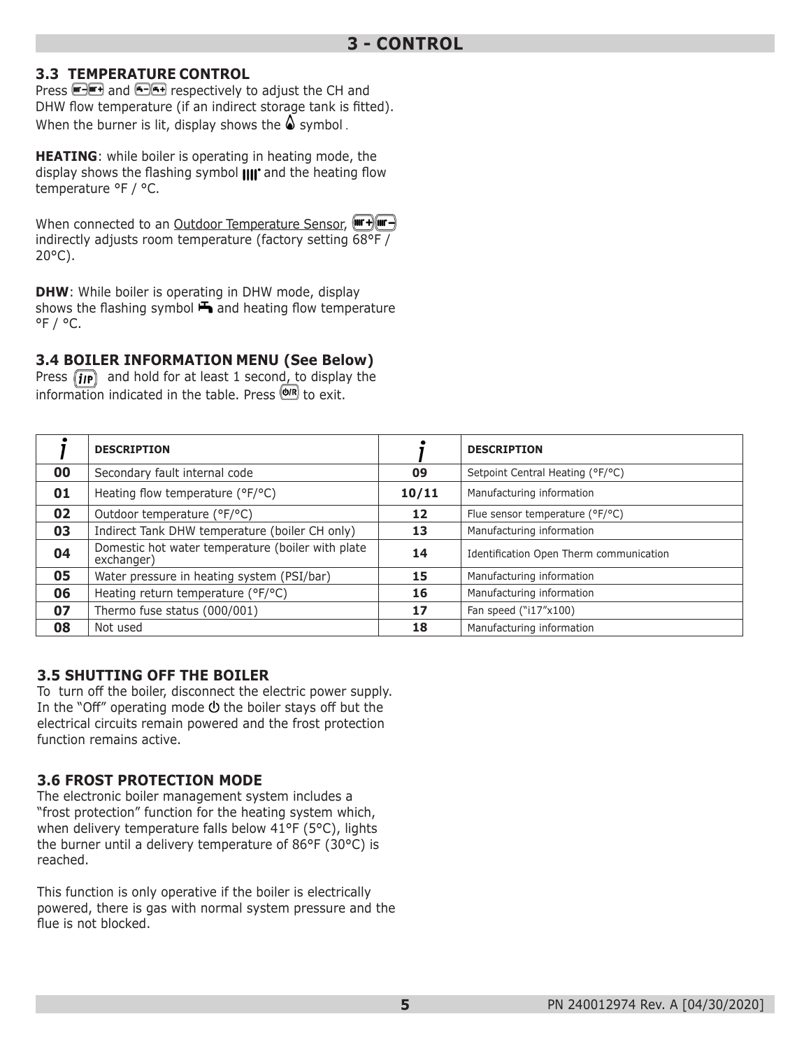# 3 - CONTROL

### 3.3 TEMPERATURE CONTROL

Press [CH−][CH+] and [DHW−][DHW+] respectively to adjust the CH and DHW flow temperature (if an indirect storage tank is fitted). When the burner is lit, display shows the 🔥 symbol.

**HEATING**: while boiler is operating in heating mode, the display shows the flashing symbol and the heating flow temperature °F / °C.

When connected to an Outdoor Temperature Sensor, [CH+][CH−] indirectly adjusts room temperature (factory setting 68°F / 20°C).

**DHW**: While boiler is operating in DHW mode, display shows the flashing symbol and heating flow temperature °F / °C.

### 3.4 BOILER INFORMATION MENU (See Below)

Press [i/P] and hold for at least 1 second, to display the information indicated in the table. Press [⏻/R] to exit.

| i | DESCRIPTION | i | DESCRIPTION |
|---|---|---|---|
| **00** | Secondary fault internal code | **09** | Setpoint Central Heating (°F/°C) |
| **01** | Heating flow temperature (°F/°C) | **10/11** | Manufacturing information |
| **02** | Outdoor temperature (°F/°C) | **12** | Flue sensor temperature (°F/°C) |
| **03** | Indirect Tank DHW temperature (boiler CH only) | **13** | Manufacturing information |
| **04** | Domestic hot water temperature (boiler with plate exchanger) | **14** | Identification Open Therm communication |
| **05** | Water pressure in heating system (PSI/bar) | **15** | Manufacturing information |
| **06** | Heating return temperature (°F/°C) | **16** | Manufacturing information |
| **07** | Thermo fuse status (000/001) | **17** | Fan speed ("i17"x100) |
| **08** | Not used | **18** | Manufacturing information |

### 3.5 SHUTTING OFF THE BOILER

To turn off the boiler, disconnect the electric power supply. In the "Off" operating mode ⏻ the boiler stays off but the electrical circuits remain powered and the frost protection function remains active.

### 3.6 FROST PROTECTION MODE

The electronic boiler management system includes a "frost protection" function for the heating system which, when delivery temperature falls below 41°F (5°C), lights the burner until a delivery temperature of 86°F (30°C) is reached.

This function is only operative if the boiler is electrically powered, there is gas with normal system pressure and the flue is not blocked.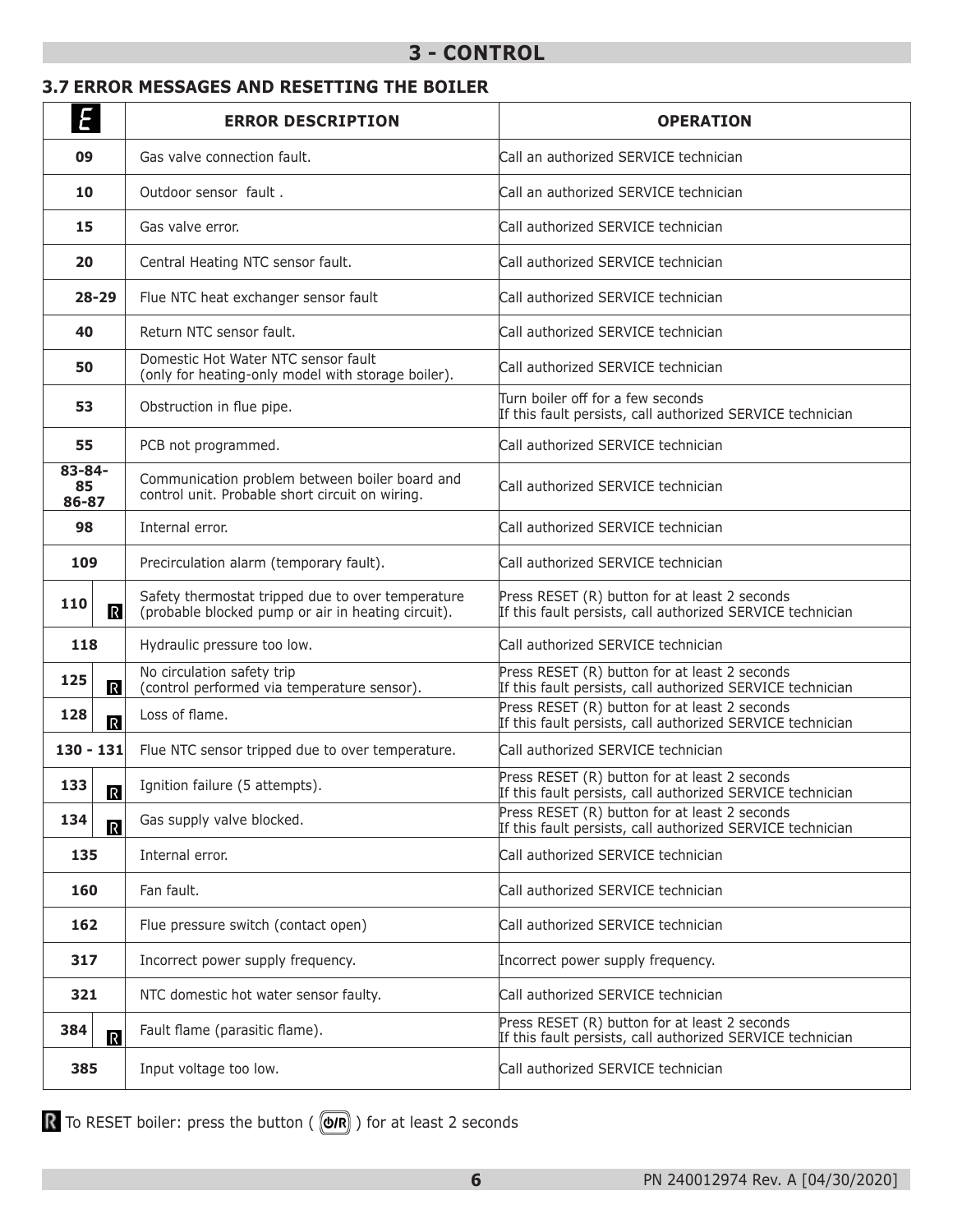# 3 - CONTROL

## 3.7 ERROR MESSAGES AND RESETTING THE BOILER

| E | ERROR DESCRIPTION | OPERATION |
|---|---|---|
| 09 | Gas valve connection fault. | Call an authorized SERVICE technician |
| 10 | Outdoor sensor fault . | Call an authorized SERVICE technician |
| 15 | Gas valve error. | Call authorized SERVICE technician |
| 20 | Central Heating NTC sensor fault. | Call authorized SERVICE technician |
| 28-29 | Flue NTC heat exchanger sensor fault | Call authorized SERVICE technician |
| 40 | Return NTC sensor fault. | Call authorized SERVICE technician |
| 50 | Domestic Hot Water NTC sensor fault (only for heating-only model with storage boiler). | Call authorized SERVICE technician |
| 53 | Obstruction in flue pipe. | Turn boiler off for a few seconds If this fault persists, call authorized SERVICE technician |
| 55 | PCB not programmed. | Call authorized SERVICE technician |
| 83-84-85 86-87 | Communication problem between boiler board and control unit. Probable short circuit on wiring. | Call authorized SERVICE technician |
| 98 | Internal error. | Call authorized SERVICE technician |
| 109 | Precirculation alarm (temporary fault). | Call authorized SERVICE technician |
| 110 R | Safety thermostat tripped due to over temperature (probable blocked pump or air in heating circuit). | Press RESET (R) button for at least 2 seconds If this fault persists, call authorized SERVICE technician |
| 118 | Hydraulic pressure too low. | Call authorized SERVICE technician |
| 125 R | No circulation safety trip (control performed via temperature sensor). | Press RESET (R) button for at least 2 seconds If this fault persists, call authorized SERVICE technician |
| 128 R | Loss of flame. | Press RESET (R) button for at least 2 seconds If this fault persists, call authorized SERVICE technician |
| 130 - 131 | Flue NTC sensor tripped due to over temperature. | Call authorized SERVICE technician |
| 133 R | Ignition failure (5 attempts). | Press RESET (R) button for at least 2 seconds If this fault persists, call authorized SERVICE technician |
| 134 R | Gas supply valve blocked. | Press RESET (R) button for at least 2 seconds If this fault persists, call authorized SERVICE technician |
| 135 | Internal error. | Call authorized SERVICE technician |
| 160 | Fan fault. | Call authorized SERVICE technician |
| 162 | Flue pressure switch (contact open) | Call authorized SERVICE technician |
| 317 | Incorrect power supply frequency. | Incorrect power supply frequency. |
| 321 | NTC domestic hot water sensor faulty. | Call authorized SERVICE technician |
| 384 R | Fault flame (parasitic flame). | Press RESET (R) button for at least 2 seconds If this fault persists, call authorized SERVICE technician |
| 385 | Input voltage too low. | Call authorized SERVICE technician |

R To RESET boiler: press the button ( ⏻/R ) for at least 2 seconds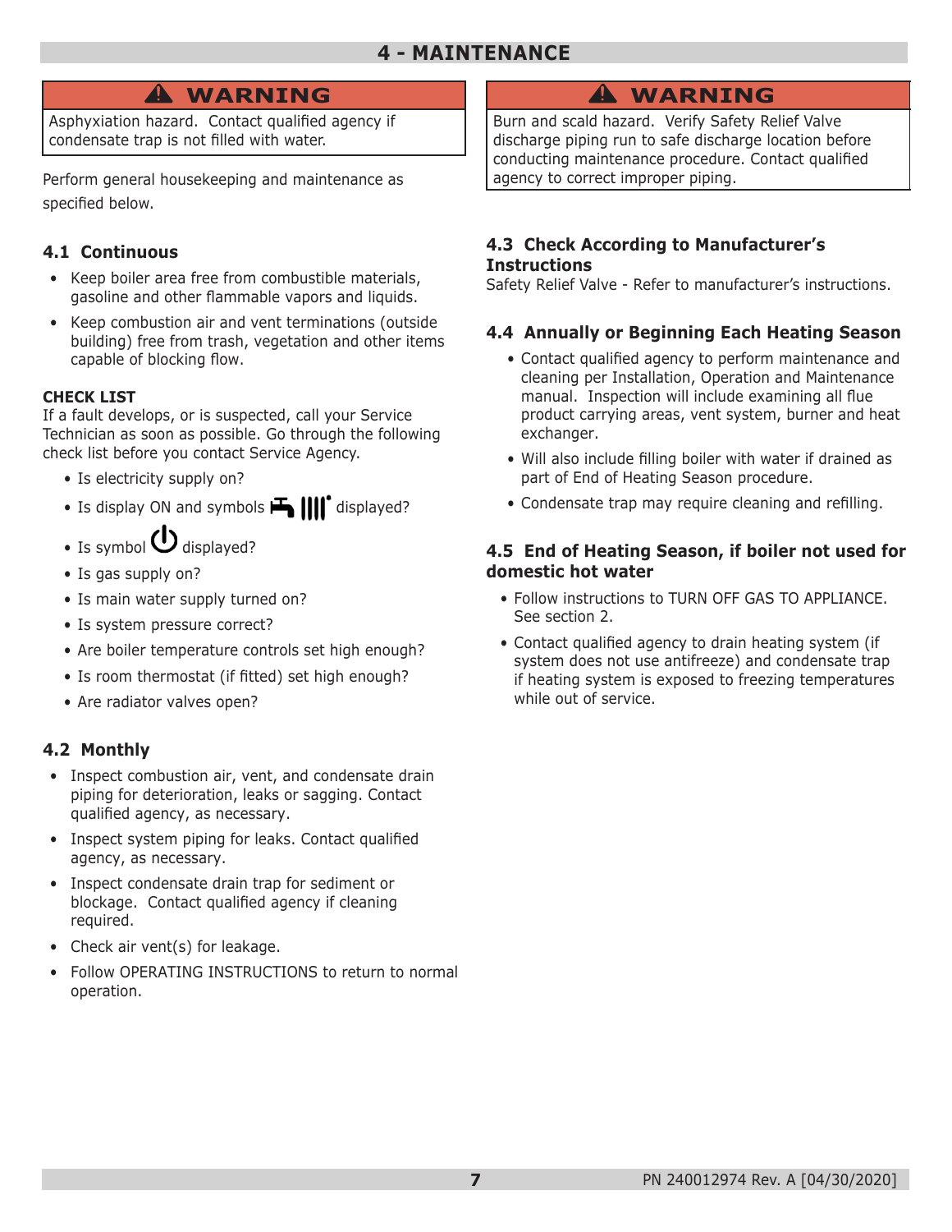# 4 - MAINTENANCE

> **⚠ WARNING**
>
> Asphyxiation hazard. Contact qualified agency if condensate trap is not filled with water.

Perform general housekeeping and maintenance as specified below.

## 4.1 Continuous

- Keep boiler area free from combustible materials, gasoline and other flammable vapors and liquids.
- Keep combustion air and vent terminations (outside building) free from trash, vegetation and other items capable of blocking flow.

**CHECK LIST**

If a fault develops, or is suspected, call your Service Technician as soon as possible. Go through the following check list before you contact Service Agency.

- Is electricity supply on?
- Is display ON and symbols [tap] [radiator] displayed?
- Is symbol [power] displayed?
- Is gas supply on?
- Is main water supply turned on?
- Is system pressure correct?
- Are boiler temperature controls set high enough?
- Is room thermostat (if fitted) set high enough?
- Are radiator valves open?

## 4.2 Monthly

- Inspect combustion air, vent, and condensate drain piping for deterioration, leaks or sagging. Contact qualified agency, as necessary.
- Inspect system piping for leaks. Contact qualified agency, as necessary.
- Inspect condensate drain trap for sediment or blockage. Contact qualified agency if cleaning required.
- Check air vent(s) for leakage.
- Follow OPERATING INSTRUCTIONS to return to normal operation.

> **⚠ WARNING**
>
> Burn and scald hazard. Verify Safety Relief Valve discharge piping run to safe discharge location before conducting maintenance procedure. Contact qualified agency to correct improper piping.

## 4.3 Check According to Manufacturer's Instructions

Safety Relief Valve - Refer to manufacturer's instructions.

## 4.4 Annually or Beginning Each Heating Season

- Contact qualified agency to perform maintenance and cleaning per Installation, Operation and Maintenance manual. Inspection will include examining all flue product carrying areas, vent system, burner and heat exchanger.
- Will also include filling boiler with water if drained as part of End of Heating Season procedure.
- Condensate trap may require cleaning and refilling.

## 4.5 End of Heating Season, if boiler not used for domestic hot water

- Follow instructions to TURN OFF GAS TO APPLIANCE. See section 2.
- Contact qualified agency to drain heating system (if system does not use antifreeze) and condensate trap if heating system is exposed to freezing temperatures while out of service.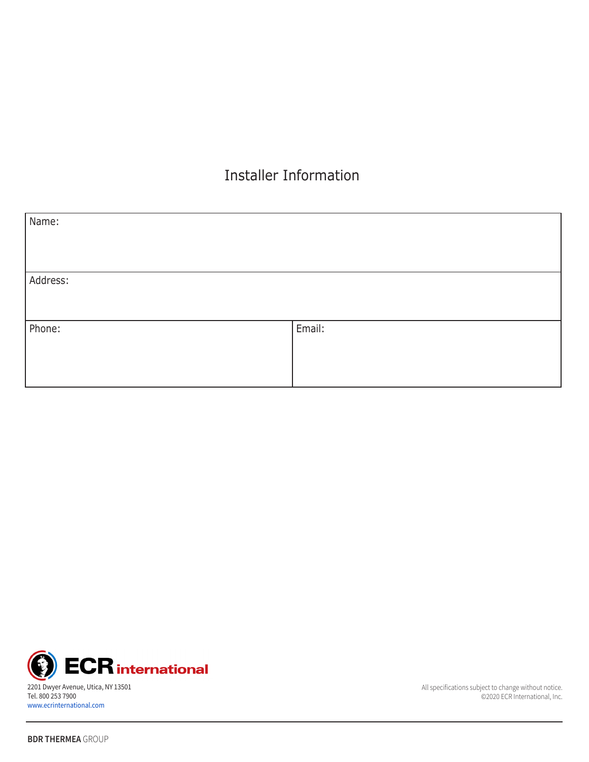# Installer Information

| | |
|---|---|
| Name: | |
| Address: | |
| Phone: | Email: |

ECR international

2201 Dwyer Avenue, Utica, NY 13501
Tel. 800 253 7900
www.ecrinternational.com

All specifications subject to change without notice.
©2020 ECR International, Inc.

**BDR THERMEA** GROUP